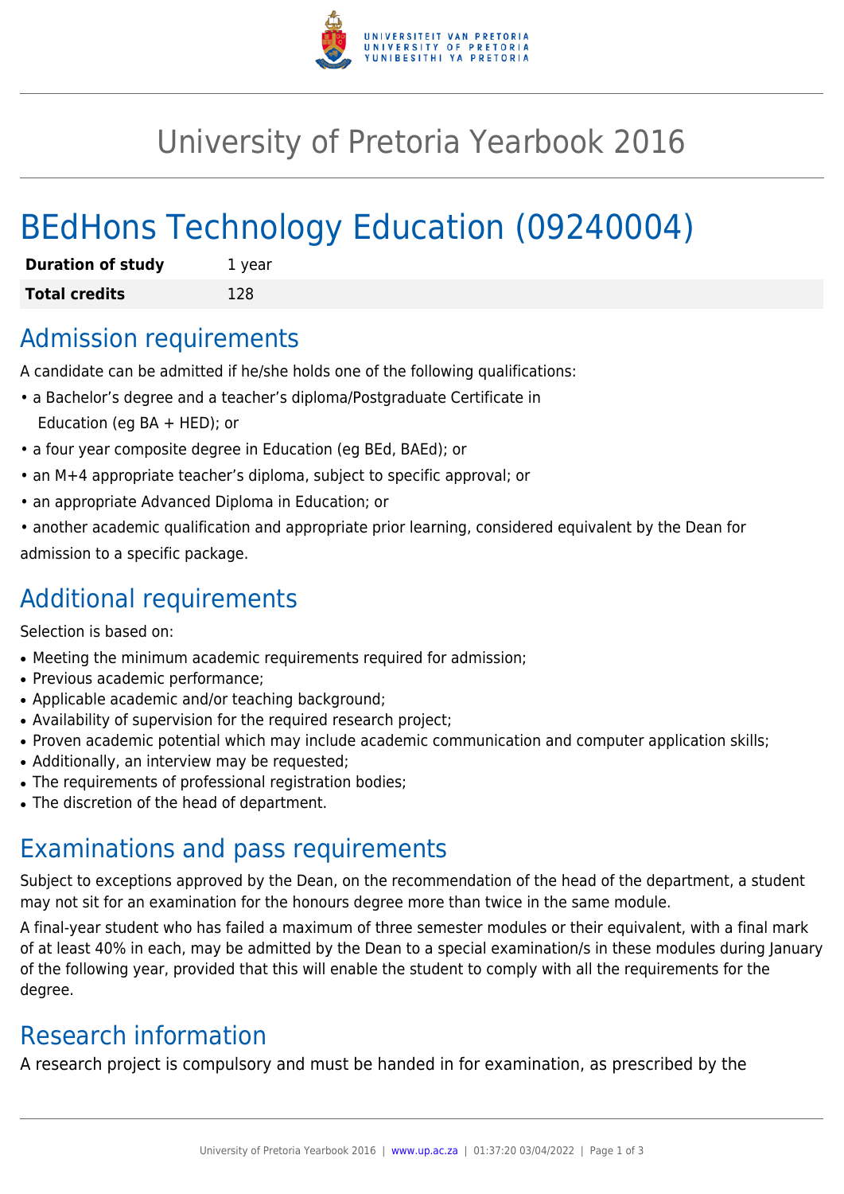# University of Pretoria Yearbook 2016

# BEdHons Technology Education (09240004)

| | |
|---|---|
| **Duration of study** | 1 year |
| **Total credits** | 128 |

## Admission requirements

A candidate can be admitted if he/she holds one of the following qualifications:

- a Bachelor's degree and a teacher's diploma/Postgraduate Certificate in Education (eg BA + HED); or
- a four year composite degree in Education (eg BEd, BAEd); or
- an M+4 appropriate teacher's diploma, subject to specific approval; or
- an appropriate Advanced Diploma in Education; or
- another academic qualification and appropriate prior learning, considered equivalent by the Dean for admission to a specific package.

## Additional requirements

Selection is based on:

- Meeting the minimum academic requirements required for admission;
- Previous academic performance;
- Applicable academic and/or teaching background;
- Availability of supervision for the required research project;
- Proven academic potential which may include academic communication and computer application skills;
- Additionally, an interview may be requested;
- The requirements of professional registration bodies;
- The discretion of the head of department.

## Examinations and pass requirements

Subject to exceptions approved by the Dean, on the recommendation of the head of the department, a student may not sit for an examination for the honours degree more than twice in the same module.

A final-year student who has failed a maximum of three semester modules or their equivalent, with a final mark of at least 40% in each, may be admitted by the Dean to a special examination/s in these modules during January of the following year, provided that this will enable the student to comply with all the requirements for the degree.

## Research information

A research project is compulsory and must be handed in for examination, as prescribed by the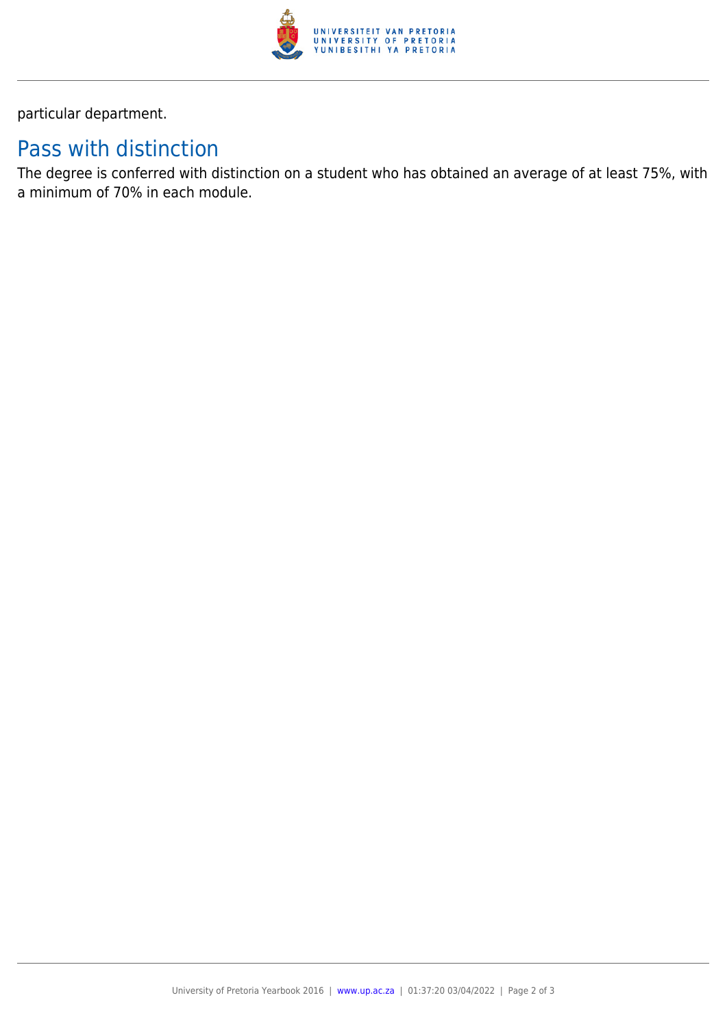particular department.

## Pass with distinction

The degree is conferred with distinction on a student who has obtained an average of at least 75%, with a minimum of 70% in each module.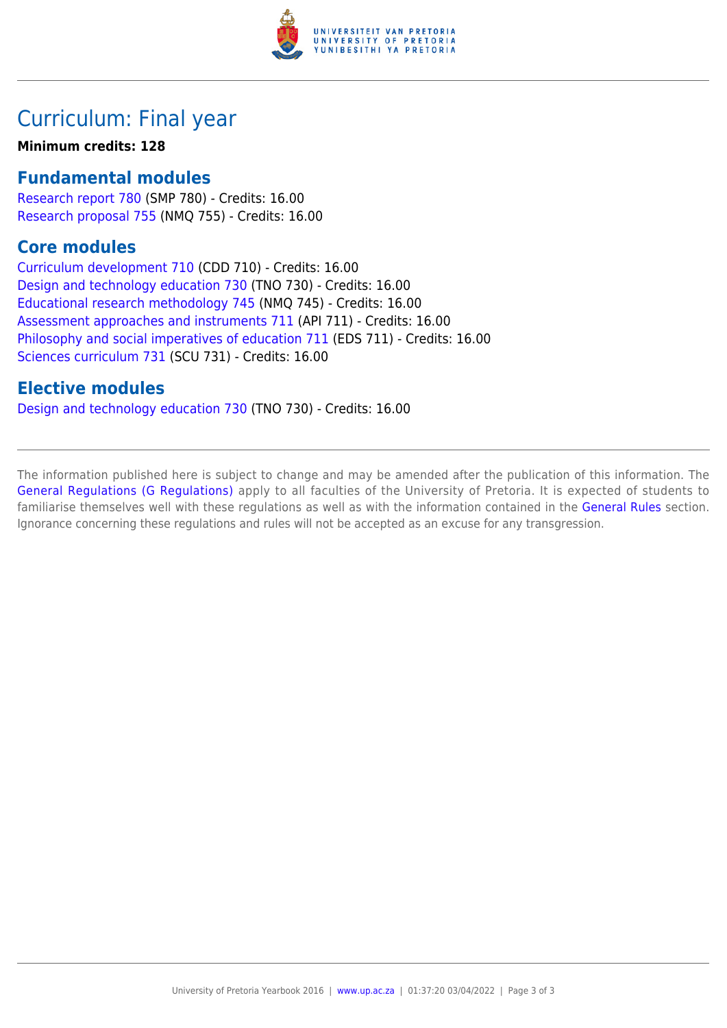# Curriculum: Final year

**Minimum credits: 128**

## Fundamental modules

Research report 780 (SMP 780) - Credits: 16.00
Research proposal 755 (NMQ 755) - Credits: 16.00

## Core modules

Curriculum development 710 (CDD 710) - Credits: 16.00
Design and technology education 730 (TNO 730) - Credits: 16.00
Educational research methodology 745 (NMQ 745) - Credits: 16.00
Assessment approaches and instruments 711 (API 711) - Credits: 16.00
Philosophy and social imperatives of education 711 (EDS 711) - Credits: 16.00
Sciences curriculum 731 (SCU 731) - Credits: 16.00

## Elective modules

Design and technology education 730 (TNO 730) - Credits: 16.00

---

The information published here is subject to change and may be amended after the publication of this information. The General Regulations (G Regulations) apply to all faculties of the University of Pretoria. It is expected of students to familiarise themselves well with these regulations as well as with the information contained in the General Rules section. Ignorance concerning these regulations and rules will not be accepted as an excuse for any transgression.